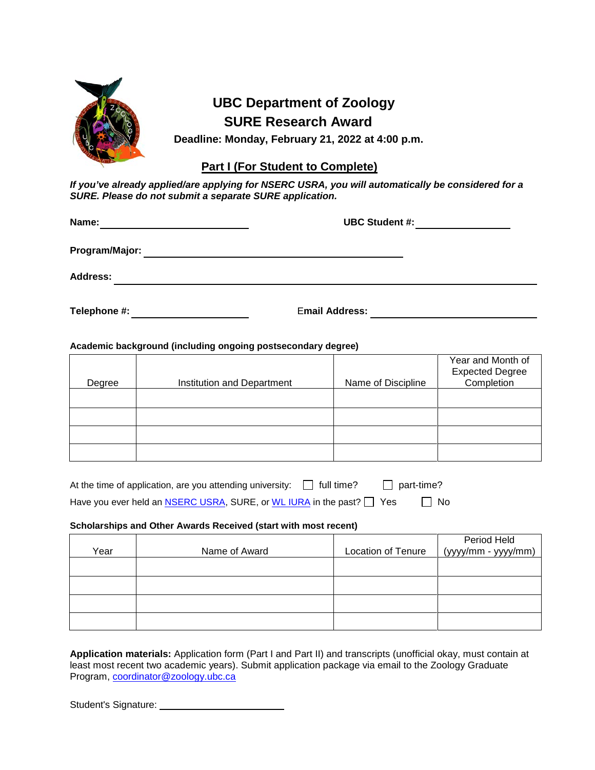# UBC Department of Zoology

## SURE Research Award

**Deadline: Monday, February 21, 2022 at 4:00 p.m.**

### Part I (For Student to Complete)

***If you've already applied/are applying for NSERC USRA, you will automatically be considered for a SURE. Please do not submit a separate SURE application.***

**Name:** ______________________________ **UBC Student #:** ____________________

**Program/Major:** ______________________________________________________

**Address:** ______________________________________________________________________________

**Telephone #:** ________________________ **Email Address:** __________________________________

**Academic background (including ongoing postsecondary degree)**

| Degree | Institution and Department | Name of Discipline | Year and Month of Expected Degree Completion |
|---|---|---|---|
| | | | |
| | | | |
| | | | |
| | | | |

At the time of application, are you attending university: ☐ full time? ☐ part-time?

Have you ever held an NSERC USRA, SURE, or WL IURA in the past? ☐ Yes ☐ No

**Scholarships and Other Awards Received (start with most recent)**

| Year | Name of Award | Location of Tenure | Period Held (yyyy/mm - yyyy/mm) |
|---|---|---|---|
| | | | |
| | | | |
| | | | |
| | | | |

**Application materials:** Application form (Part I and Part II) and transcripts (unofficial okay, must contain at least most recent two academic years). Submit application package via email to the Zoology Graduate Program, coordinator@zoology.ubc.ca

Student's Signature: ____________________________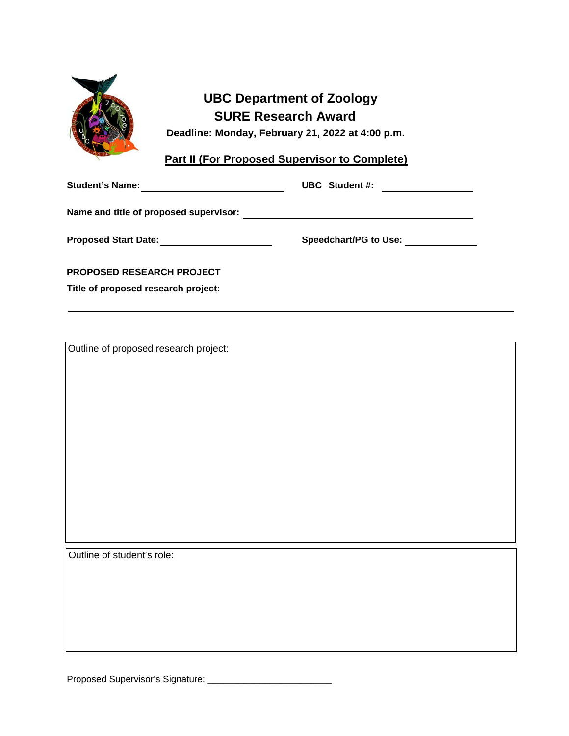# UBC Department of Zoology

## SURE Research Award

**Deadline: Monday, February 21, 2022 at 4:00 p.m.**

**Part II (For Proposed Supervisor to Complete)**

**Student's Name:** ______________________ **UBC Student #:** ______________

**Name and title of proposed supervisor:** ____________________________________

**Proposed Start Date:** ________________ **Speedchart/PG to Use:** ___________

**PROPOSED RESEARCH PROJECT**

**Title of proposed research project:**

_____________________________________________________________________

Outline of proposed research project:

Outline of student's role:

Proposed Supervisor's Signature: ____________________